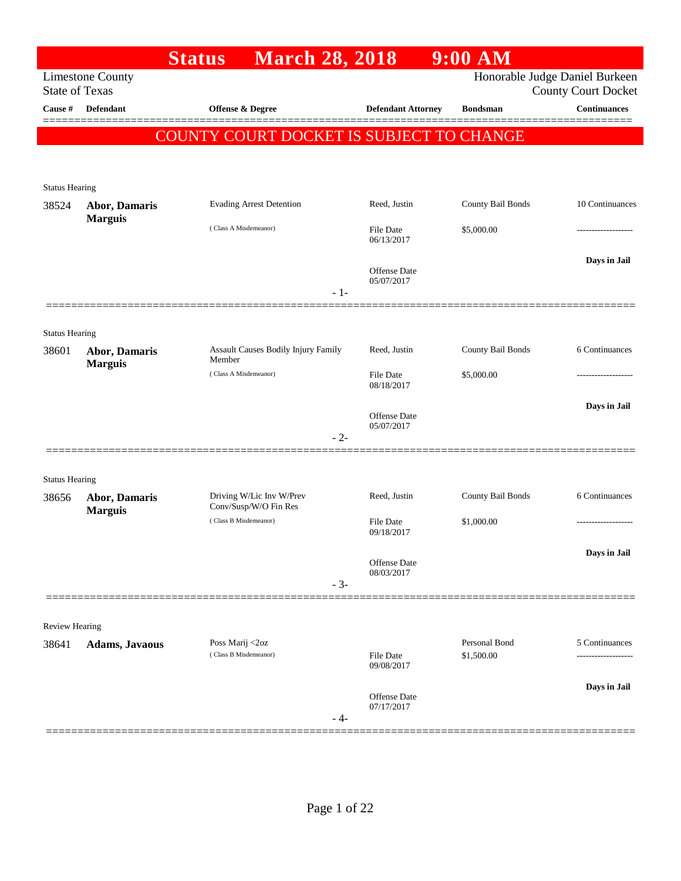# Status March 28, 2018 9:00 AM

Limestone County
State of Texas

Honorable Judge Daniel Burkeen
County Court Docket

| Cause # | Defendant | Offense & Degree | Defendant Attorney | Bondsman | Continuances |
|---|---|---|---|---|---|

## COUNTY COURT DOCKET IS SUBJECT TO CHANGE

**Status Hearing**

| Cause # | Defendant | Offense & Degree | Defendant Attorney | Bondsman | Continuances |
|---|---|---|---|---|---|
| 38524 | **Abor, Damaris Marguis** | Evading Arrest Detention (Class A Misdemeanor) | Reed, Justin | County Bail Bonds | 10 Continuances |
| | | | File Date 06/13/2017 | $5,000.00 | ------------------- |
| | | | Offense Date 05/07/2017 | | **Days in Jail** |

- 1-

**Status Hearing**

| Cause # | Defendant | Offense & Degree | Defendant Attorney | Bondsman | Continuances |
|---|---|---|---|---|---|
| 38601 | **Abor, Damaris Marguis** | Assault Causes Bodily Injury Family Member (Class A Misdemeanor) | Reed, Justin | County Bail Bonds | 6 Continuances |
| | | | File Date 08/18/2017 | $5,000.00 | ------------------- |
| | | | Offense Date 05/07/2017 | | **Days in Jail** |

- 2-

**Status Hearing**

| Cause # | Defendant | Offense & Degree | Defendant Attorney | Bondsman | Continuances |
|---|---|---|---|---|---|
| 38656 | **Abor, Damaris Marguis** | Driving W/Lic Inv W/Prev Conv/Susp/W/O Fin Res (Class B Misdemeanor) | Reed, Justin | County Bail Bonds | 6 Continuances |
| | | | File Date 09/18/2017 | $1,000.00 | ------------------- |
| | | | Offense Date 08/03/2017 | | **Days in Jail** |

- 3-

**Review Hearing**

| Cause # | Defendant | Offense & Degree | Defendant Attorney | Bondsman | Continuances |
|---|---|---|---|---|---|
| 38641 | **Adams, Javaous** | Poss Marij <2oz (Class B Misdemeanor) | | Personal Bond | 5 Continuances |
| | | | File Date 09/08/2017 | $1,500.00 | ------------------- |
| | | | Offense Date 07/17/2017 | | **Days in Jail** |

- 4-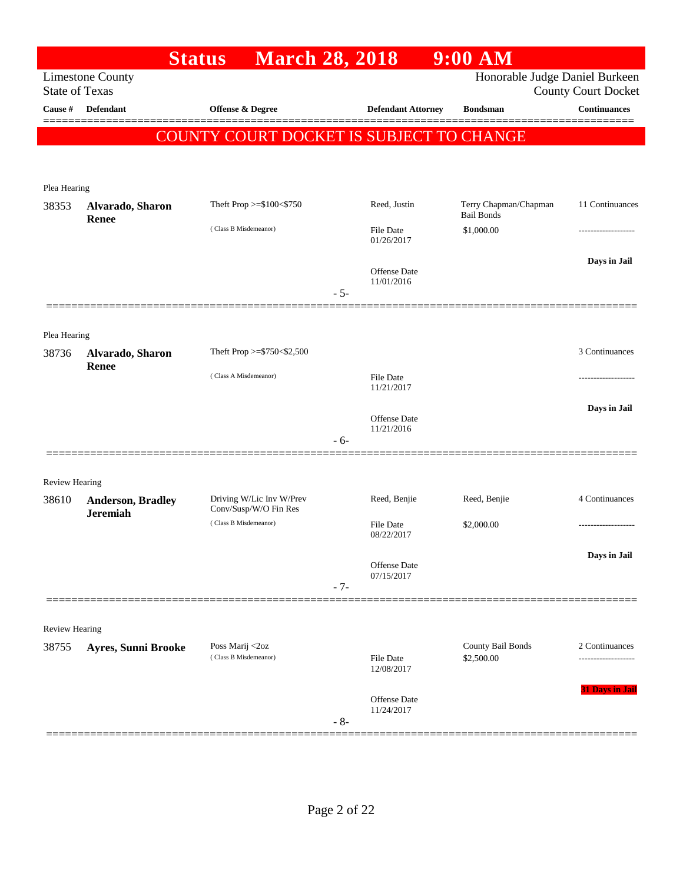# Status March 28, 2018 9:00 AM

Limestone County
State of Texas

Honorable Judge Daniel Burkeen
County Court Docket

| Cause # | Defendant | Offense & Degree | Defendant Attorney | Bondsman | Continuances |
|---|---|---|---|---|---|

**COUNTY COURT DOCKET IS SUBJECT TO CHANGE**

Plea Hearing

| Cause # | Defendant | Offense & Degree | Defendant Attorney | Bondsman | Continuances |
|---|---|---|---|---|---|
| 38353 | **Alvarado, Sharon Renee** | Theft Prop >=$100<$750 (Class B Misdemeanor) | Reed, Justin<br>File Date 01/26/2017<br>Offense Date 11/01/2016 | Terry Chapman/Chapman Bail Bonds<br>$1,000.00 | 11 Continuances<br>-------------------<br>**Days in Jail** |

- 5-

Plea Hearing

| Cause # | Defendant | Offense & Degree | Defendant Attorney | Bondsman | Continuances |
|---|---|---|---|---|---|
| 38736 | **Alvarado, Sharon Renee** | Theft Prop >=$750<$2,500 (Class A Misdemeanor) | File Date 11/21/2017<br>Offense Date 11/21/2016 | | 3 Continuances<br>-------------------<br>**Days in Jail** |

- 6-

Review Hearing

| Cause # | Defendant | Offense & Degree | Defendant Attorney | Bondsman | Continuances |
|---|---|---|---|---|---|
| 38610 | **Anderson, Bradley Jeremiah** | Driving W/Lic Inv W/Prev Conv/Susp/W/O Fin Res (Class B Misdemeanor) | Reed, Benjie<br>File Date 08/22/2017<br>Offense Date 07/15/2017 | Reed, Benjie<br>$2,000.00 | 4 Continuances<br>-------------------<br>**Days in Jail** |

- 7-

Review Hearing

| Cause # | Defendant | Offense & Degree | Defendant Attorney | Bondsman | Continuances |
|---|---|---|---|---|---|
| 38755 | **Ayres, Sunni Brooke** | Poss Marij <2oz (Class B Misdemeanor) | File Date 12/08/2017<br>Offense Date 11/24/2017 | County Bail Bonds<br>$2,500.00 | 2 Continuances<br>-------------------<br>**31 Days in Jail** |

- 8-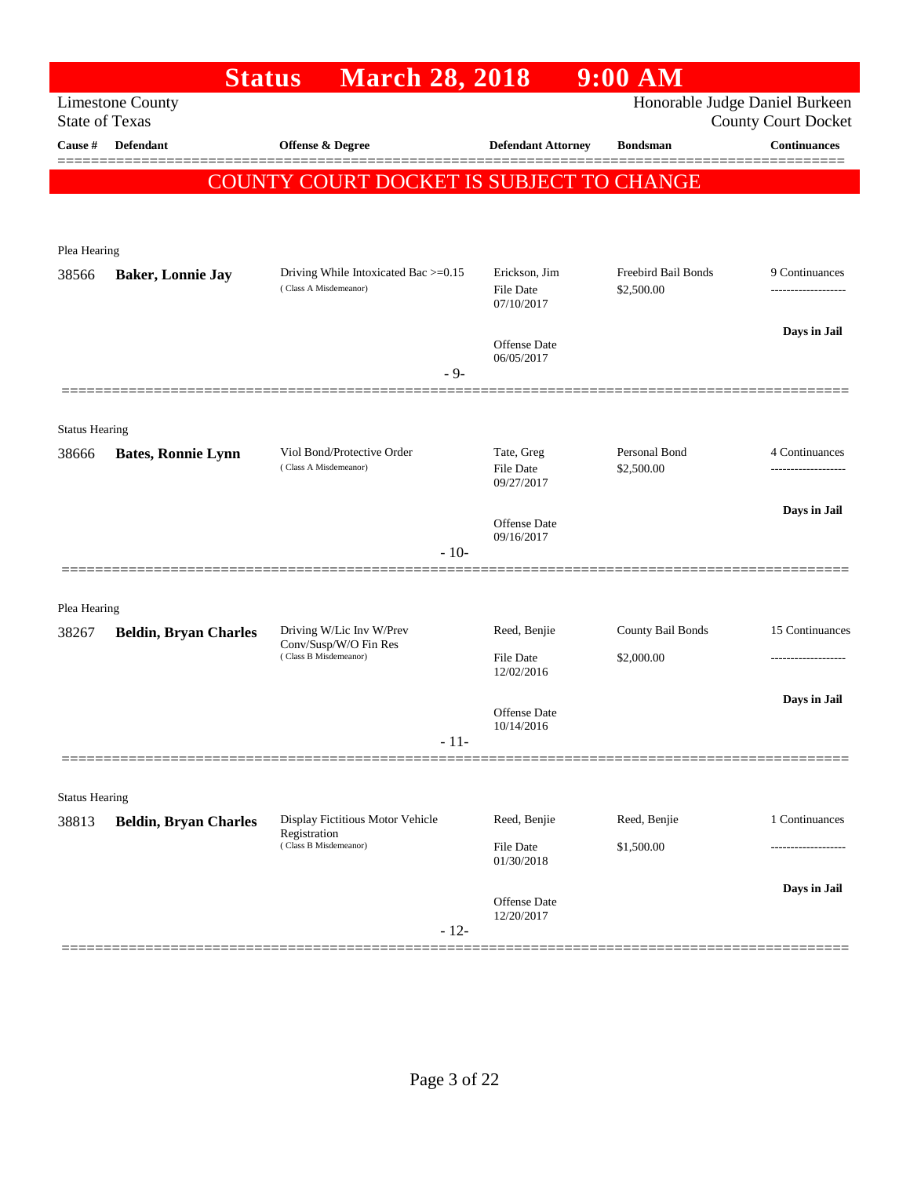# Status March 28, 2018 9:00 AM

Limestone County
State of Texas

Honorable Judge Daniel Burkeen
County Court Docket

| Cause # | Defendant | Offense & Degree | Defendant Attorney | Bondsman | Continuances |
|---|---|---|---|---|---|

## COUNTY COURT DOCKET IS SUBJECT TO CHANGE

Plea Hearing

| Cause # | Defendant | Offense & Degree | Defendant Attorney | Bondsman | Continuances |
|---|---|---|---|---|---|
| 38566 | **Baker, Lonnie Jay** | Driving While Intoxicated Bac >=0.15 (Class A Misdemeanor) | Erickson, Jim<br>File Date 07/10/2017<br>Offense Date 06/05/2017 | Freebird Bail Bonds<br>$2,500.00 | 9 Continuances<br>-------------------<br>**Days in Jail** |

- 9-

Status Hearing

| Cause # | Defendant | Offense & Degree | Defendant Attorney | Bondsman | Continuances |
|---|---|---|---|---|---|
| 38666 | **Bates, Ronnie Lynn** | Viol Bond/Protective Order (Class A Misdemeanor) | Tate, Greg<br>File Date 09/27/2017<br>Offense Date 09/16/2017 | Personal Bond<br>$2,500.00 | 4 Continuances<br>-------------------<br>**Days in Jail** |

- 10-

Plea Hearing

| Cause # | Defendant | Offense & Degree | Defendant Attorney | Bondsman | Continuances |
|---|---|---|---|---|---|
| 38267 | **Beldin, Bryan Charles** | Driving W/Lic Inv W/Prev Conv/Susp/W/O Fin Res (Class B Misdemeanor) | Reed, Benjie<br>File Date 12/02/2016<br>Offense Date 10/14/2016 | County Bail Bonds<br>$2,000.00 | 15 Continuances<br>-------------------<br>**Days in Jail** |

- 11-

Status Hearing

| Cause # | Defendant | Offense & Degree | Defendant Attorney | Bondsman | Continuances |
|---|---|---|---|---|---|
| 38813 | **Beldin, Bryan Charles** | Display Fictitious Motor Vehicle Registration (Class B Misdemeanor) | Reed, Benjie<br>File Date 01/30/2018<br>Offense Date 12/20/2017 | Reed, Benjie<br>$1,500.00 | 1 Continuances<br>-------------------<br>**Days in Jail** |

- 12-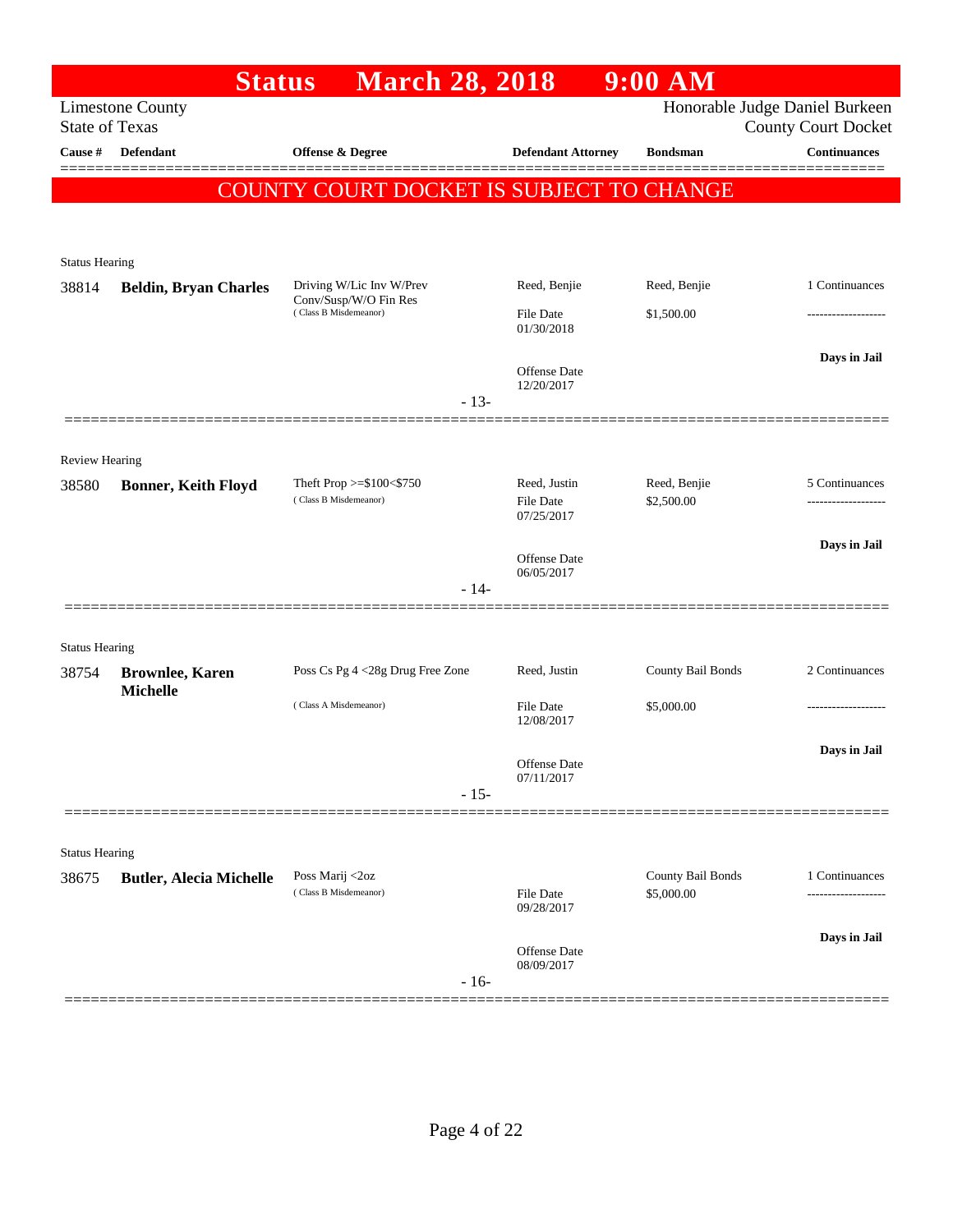# Status March 28, 2018 9:00 AM

Limestone County
State of Texas

Honorable Judge Daniel Burkeen
County Court Docket

| Cause # | Defendant | Offense & Degree | Defendant Attorney | Bondsman | Continuances |
|---|---|---|---|---|---|

**COUNTY COURT DOCKET IS SUBJECT TO CHANGE**

Status Hearing

| Cause # | Defendant | Offense & Degree | Defendant Attorney | Bondsman | Continuances |
|---|---|---|---|---|---|
| 38814 | **Beldin, Bryan Charles** | Driving W/Lic Inv W/Prev Conv/Susp/W/O Fin Res (Class B Misdemeanor) | Reed, Benjie | Reed, Benjie | 1 Continuances |
| | | | File Date 01/30/2018 | $1,500.00 | ------------------- |
| | | | Offense Date 12/20/2017 | | **Days in Jail** |

- 13-

Review Hearing

| Cause # | Defendant | Offense & Degree | Defendant Attorney | Bondsman | Continuances |
|---|---|---|---|---|---|
| 38580 | **Bonner, Keith Floyd** | Theft Prop >=$100<$750 (Class B Misdemeanor) | Reed, Justin | Reed, Benjie | 5 Continuances |
| | | | File Date 07/25/2017 | $2,500.00 | ------------------- |
| | | | Offense Date 06/05/2017 | | **Days in Jail** |

- 14-

Status Hearing

| Cause # | Defendant | Offense & Degree | Defendant Attorney | Bondsman | Continuances |
|---|---|---|---|---|---|
| 38754 | **Brownlee, Karen Michelle** | Poss Cs Pg 4 <28g Drug Free Zone (Class A Misdemeanor) | Reed, Justin | County Bail Bonds | 2 Continuances |
| | | | File Date 12/08/2017 | $5,000.00 | ------------------- |
| | | | Offense Date 07/11/2017 | | **Days in Jail** |

- 15-

Status Hearing

| Cause # | Defendant | Offense & Degree | Defendant Attorney | Bondsman | Continuances |
|---|---|---|---|---|---|
| 38675 | **Butler, Alecia Michelle** | Poss Marij <2oz (Class B Misdemeanor) | | County Bail Bonds | 1 Continuances |
| | | | File Date 09/28/2017 | $5,000.00 | ------------------- |
| | | | Offense Date 08/09/2017 | | **Days in Jail** |

- 16-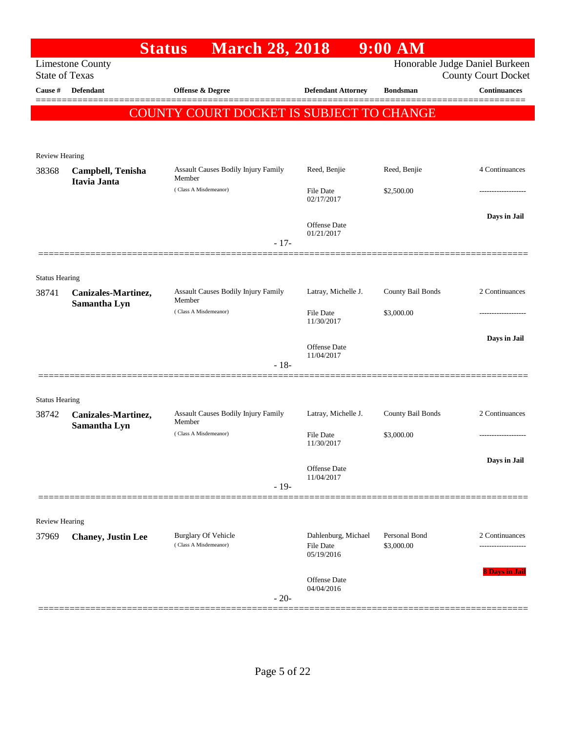# Status March 28, 2018 9:00 AM

Limestone County
State of Texas

Honorable Judge Daniel Burkeen
County Court Docket

**COUNTY COURT DOCKET IS SUBJECT TO CHANGE**

| Cause # | Defendant | Offense & Degree | Defendant Attorney | Bondsman | Continuances |
|---|---|---|---|---|---|
| **Review Hearing** | | | | | |
| 38368 | **Campbell, Tenisha Itavia Janta** | Assault Causes Bodily Injury Family Member (Class A Misdemeanor) | Reed, Benjie<br>File Date 02/17/2017<br>Offense Date 01/21/2017 | Reed, Benjie<br>$2,500.00 | 4 Continuances<br>-------------------<br>**Days in Jail** |
| | | - 17- | | | |
| **Status Hearing** | | | | | |
| 38741 | **Canizales-Martinez, Samantha Lyn** | Assault Causes Bodily Injury Family Member (Class A Misdemeanor) | Latray, Michelle J.<br>File Date 11/30/2017<br>Offense Date 11/04/2017 | County Bail Bonds<br>$3,000.00 | 2 Continuances<br>-------------------<br>**Days in Jail** |
| | | - 18- | | | |
| **Status Hearing** | | | | | |
| 38742 | **Canizales-Martinez, Samantha Lyn** | Assault Causes Bodily Injury Family Member (Class A Misdemeanor) | Latray, Michelle J.<br>File Date 11/30/2017<br>Offense Date 11/04/2017 | County Bail Bonds<br>$3,000.00 | 2 Continuances<br>-------------------<br>**Days in Jail** |
| | | - 19- | | | |
| **Review Hearing** | | | | | |
| 37969 | **Chaney, Justin Lee** | Burglary Of Vehicle (Class A Misdemeanor) | Dahlenburg, Michael<br>File Date 05/19/2016<br>Offense Date 04/04/2016 | Personal Bond<br>$3,000.00 | 2 Continuances<br>-------------------<br>**8 Days in Jail** |
| | | - 20- | | | |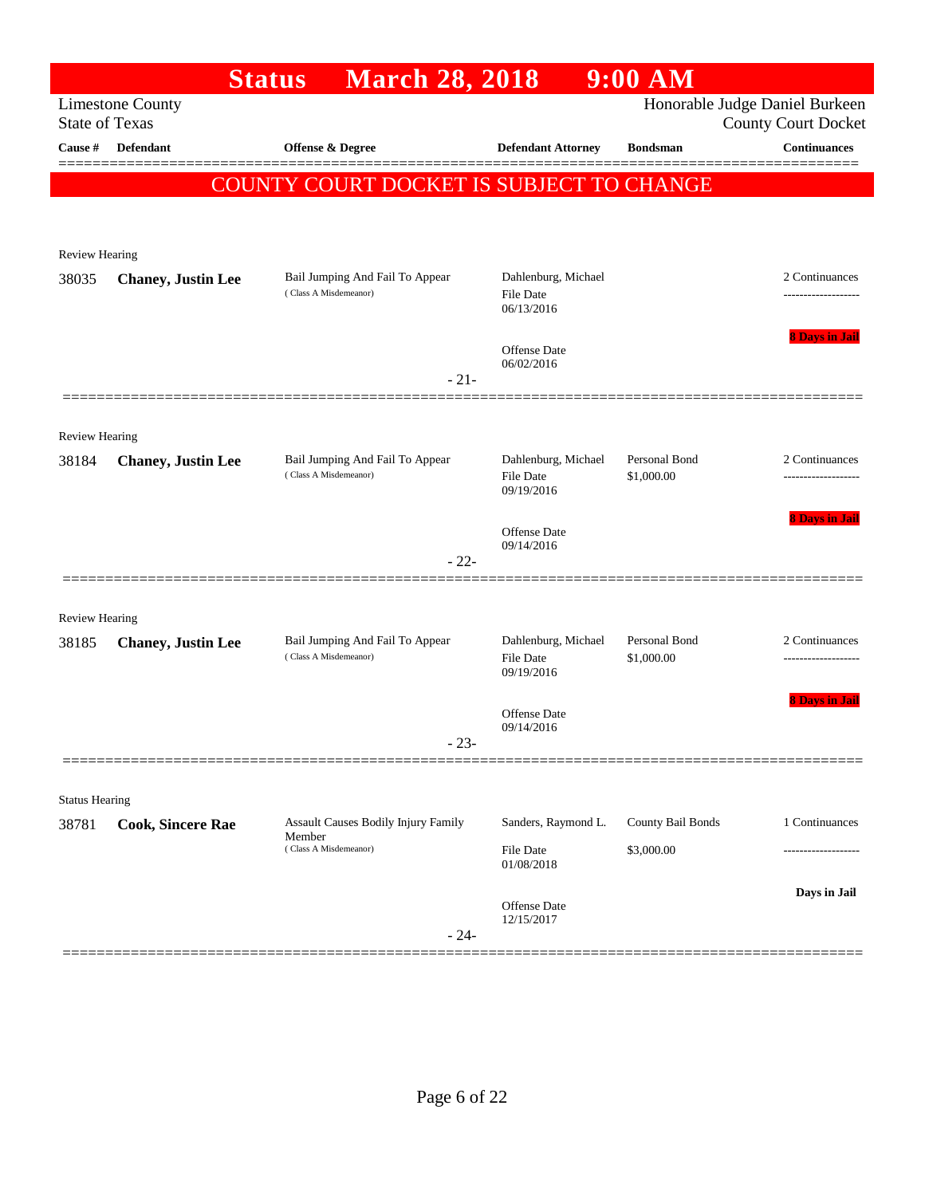# Status March 28, 2018 9:00 AM

Limestone County
State of Texas

Honorable Judge Daniel Burkeen
County Court Docket

| Cause # | Defendant | Offense & Degree | Defendant Attorney | Bondsman | Continuances |
|---|---|---|---|---|---|

**COUNTY COURT DOCKET IS SUBJECT TO CHANGE**

---

Review Hearing

| Cause # | Defendant | Offense & Degree | Defendant Attorney | Bondsman | Continuances |
|---|---|---|---|---|---|
| 38035 | **Chaney, Justin Lee** | Bail Jumping And Fail To Appear (Class A Misdemeanor) | Dahlenburg, Michael<br>File Date 06/13/2016<br>Offense Date 06/02/2016 | | 2 Continuances<br>8 Days in Jail |

- 21-

---

Review Hearing

| Cause # | Defendant | Offense & Degree | Defendant Attorney | Bondsman | Continuances |
|---|---|---|---|---|---|
| 38184 | **Chaney, Justin Lee** | Bail Jumping And Fail To Appear (Class A Misdemeanor) | Dahlenburg, Michael<br>File Date 09/19/2016<br>Offense Date 09/14/2016 | Personal Bond<br>$1,000.00 | 2 Continuances<br>8 Days in Jail |

- 22-

---

Review Hearing

| Cause # | Defendant | Offense & Degree | Defendant Attorney | Bondsman | Continuances |
|---|---|---|---|---|---|
| 38185 | **Chaney, Justin Lee** | Bail Jumping And Fail To Appear (Class A Misdemeanor) | Dahlenburg, Michael<br>File Date 09/19/2016<br>Offense Date 09/14/2016 | Personal Bond<br>$1,000.00 | 2 Continuances<br>8 Days in Jail |

- 23-

---

Status Hearing

| Cause # | Defendant | Offense & Degree | Defendant Attorney | Bondsman | Continuances |
|---|---|---|---|---|---|
| 38781 | **Cook, Sincere Rae** | Assault Causes Bodily Injury Family Member (Class A Misdemeanor) | Sanders, Raymond L.<br>File Date 01/08/2018<br>Offense Date 12/15/2017 | County Bail Bonds<br>$3,000.00 | 1 Continuances<br>Days in Jail |

- 24-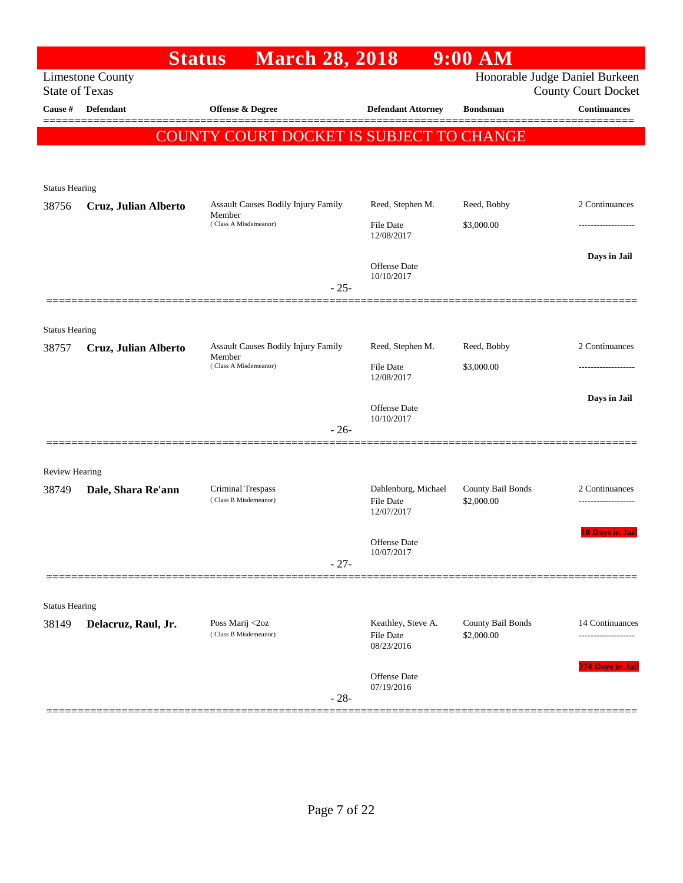# Status March 28, 2018 9:00 AM

Limestone County
State of Texas

Honorable Judge Daniel Burkeen
County Court Docket

**COUNTY COURT DOCKET IS SUBJECT TO CHANGE**

| Cause # | Defendant | Offense & Degree | Defendant Attorney | Bondsman | Continuances |
|---|---|---|---|---|---|
| Status Hearing | | | | | |
| 38756 | **Cruz, Julian Alberto** | Assault Causes Bodily Injury Family Member (Class A Misdemeanor) | Reed, Stephen M. File Date 12/08/2017 Offense Date 10/10/2017 | Reed, Bobby $3,000.00 | 2 Continuances ------------------- **Days in Jail** |
| | | - 25- | | | |
| Status Hearing | | | | | |
| 38757 | **Cruz, Julian Alberto** | Assault Causes Bodily Injury Family Member (Class A Misdemeanor) | Reed, Stephen M. File Date 12/08/2017 Offense Date 10/10/2017 | Reed, Bobby $3,000.00 | 2 Continuances ------------------- **Days in Jail** |
| | | - 26- | | | |
| Review Hearing | | | | | |
| 38749 | **Dale, Shara Re'ann** | Criminal Trespass (Class B Misdemeanor) | Dahlenburg, Michael File Date 12/07/2017 Offense Date 10/07/2017 | County Bail Bonds $2,000.00 | 2 Continuances ------------------- **10 Days in Jail** |
| | | - 27- | | | |
| Status Hearing | | | | | |
| 38149 | **Delacruz, Raul, Jr.** | Poss Marij <2oz (Class B Misdemeanor) | Keathley, Steve A. File Date 08/23/2016 Offense Date 07/19/2016 | County Bail Bonds $2,000.00 | 14 Continuances ------------------- **374 Days in Jail** |
| | | - 28- | | | |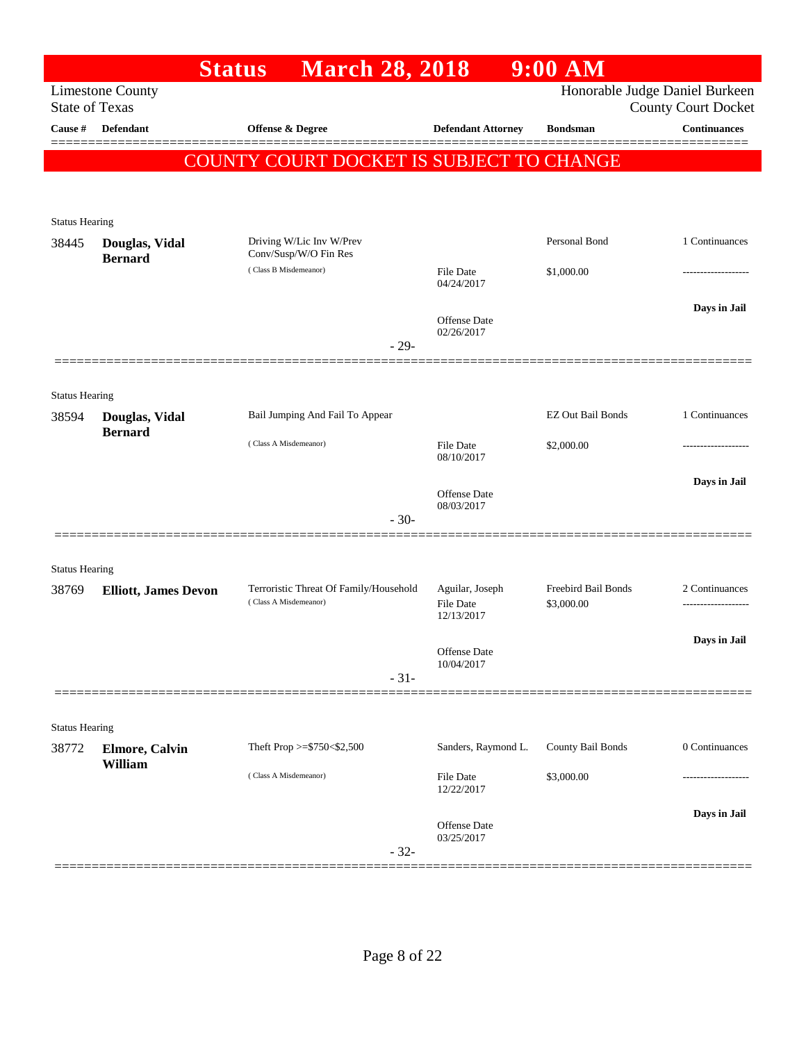# Status March 28, 2018 9:00 AM

Limestone County
State of Texas

Honorable Judge Daniel Burkeen
County Court Docket

**COUNTY COURT DOCKET IS SUBJECT TO CHANGE**

| Cause # | Defendant | Offense & Degree | Defendant Attorney | Bondsman | Continuances |
|---|---|---|---|---|---|
| Status Hearing | | | | | |
| 38445 | **Douglas, Vidal Bernard** | Driving W/Lic Inv W/Prev Conv/Susp/W/O Fin Res (Class B Misdemeanor) | File Date 04/24/2017 | Personal Bond $1,000.00 | 1 Continuances |
| | | | Offense Date 02/26/2017 | | **Days in Jail** |
| | | - 29- | | | |
| Status Hearing | | | | | |
| 38594 | **Douglas, Vidal Bernard** | Bail Jumping And Fail To Appear (Class A Misdemeanor) | File Date 08/10/2017 | EZ Out Bail Bonds $2,000.00 | 1 Continuances |
| | | | Offense Date 08/03/2017 | | **Days in Jail** |
| | | - 30- | | | |
| Status Hearing | | | | | |
| 38769 | **Elliott, James Devon** | Terroristic Threat Of Family/Household (Class A Misdemeanor) | Aguilar, Joseph File Date 12/13/2017 | Freebird Bail Bonds $3,000.00 | 2 Continuances |
| | | | Offense Date 10/04/2017 | | **Days in Jail** |
| | | - 31- | | | |
| Status Hearing | | | | | |
| 38772 | **Elmore, Calvin William** | Theft Prop >=$750<$2,500 (Class A Misdemeanor) | Sanders, Raymond L. File Date 12/22/2017 | County Bail Bonds $3,000.00 | 0 Continuances |
| | | | Offense Date 03/25/2017 | | **Days in Jail** |
| | | - 32- | | | |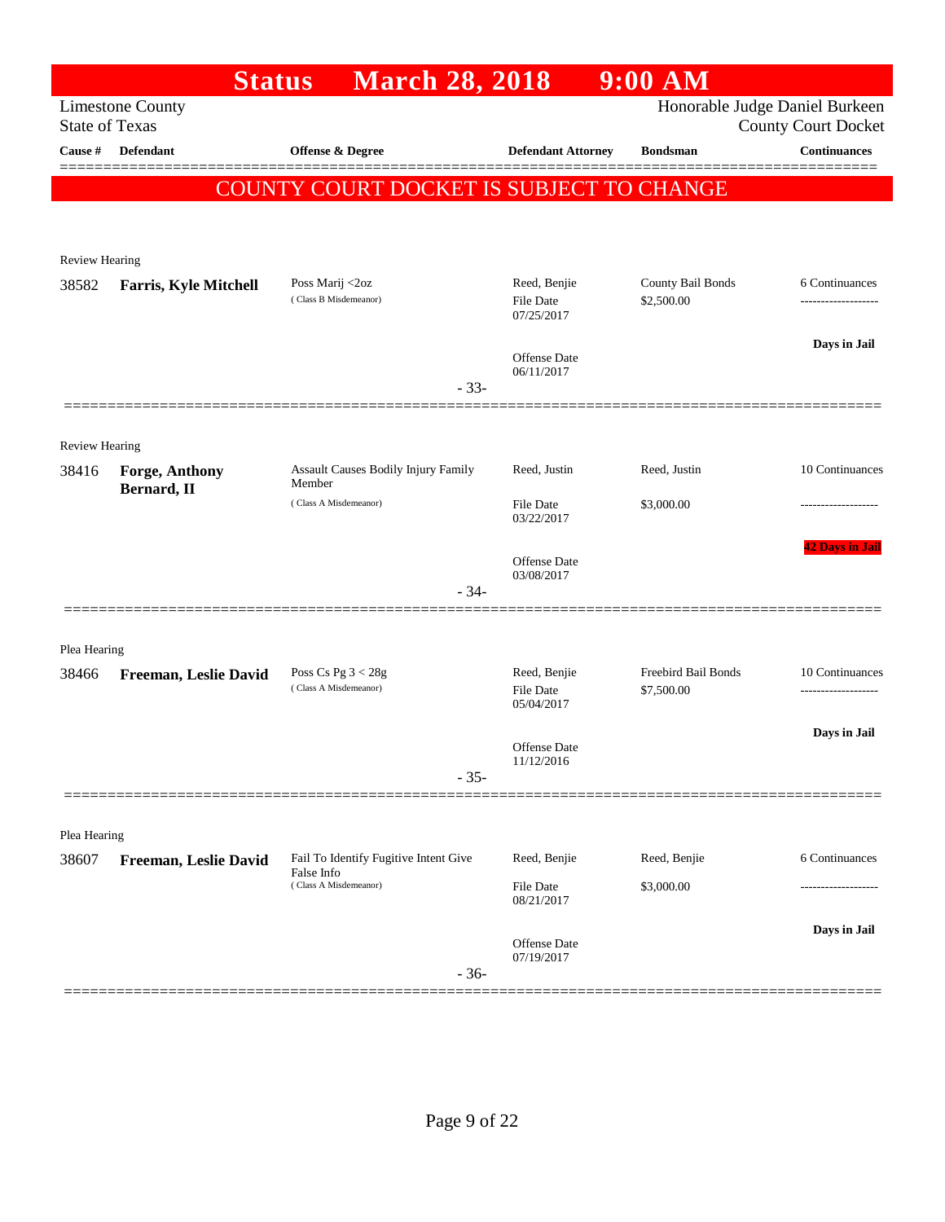# Status March 28, 2018 9:00 AM

Limestone County
State of Texas

Honorable Judge Daniel Burkeen
County Court Docket

| Cause # | Defendant | Offense & Degree | Defendant Attorney | Bondsman | Continuances |
|---|---|---|---|---|---|

**COUNTY COURT DOCKET IS SUBJECT TO CHANGE**

---

Review Hearing

| Cause # | Defendant | Offense & Degree | Defendant Attorney | Bondsman | Continuances |
|---|---|---|---|---|---|
| 38582 | **Farris, Kyle Mitchell** | Poss Marij <2oz (Class B Misdemeanor) | Reed, Benjie<br>File Date 07/25/2017<br>Offense Date 06/11/2017 | County Bail Bonds<br>$2,500.00 | 6 Continuances<br>-------------------<br>Days in Jail |

- 33-

---

Review Hearing

| Cause # | Defendant | Offense & Degree | Defendant Attorney | Bondsman | Continuances |
|---|---|---|---|---|---|
| 38416 | **Forge, Anthony Bernard, II** | Assault Causes Bodily Injury Family Member (Class A Misdemeanor) | Reed, Justin<br>File Date 03/22/2017<br>Offense Date 03/08/2017 | Reed, Justin<br>$3,000.00 | 10 Continuances<br>-------------------<br>42 Days in Jail |

- 34-

---

Plea Hearing

| Cause # | Defendant | Offense & Degree | Defendant Attorney | Bondsman | Continuances |
|---|---|---|---|---|---|
| 38466 | **Freeman, Leslie David** | Poss Cs Pg 3 < 28g (Class A Misdemeanor) | Reed, Benjie<br>File Date 05/04/2017<br>Offense Date 11/12/2016 | Freebird Bail Bonds<br>$7,500.00 | 10 Continuances<br>-------------------<br>Days in Jail |

- 35-

---

Plea Hearing

| Cause # | Defendant | Offense & Degree | Defendant Attorney | Bondsman | Continuances |
|---|---|---|---|---|---|
| 38607 | **Freeman, Leslie David** | Fail To Identify Fugitive Intent Give False Info (Class A Misdemeanor) | Reed, Benjie<br>File Date 08/21/2017<br>Offense Date 07/19/2017 | Reed, Benjie<br>$3,000.00 | 6 Continuances<br>-------------------<br>Days in Jail |

- 36-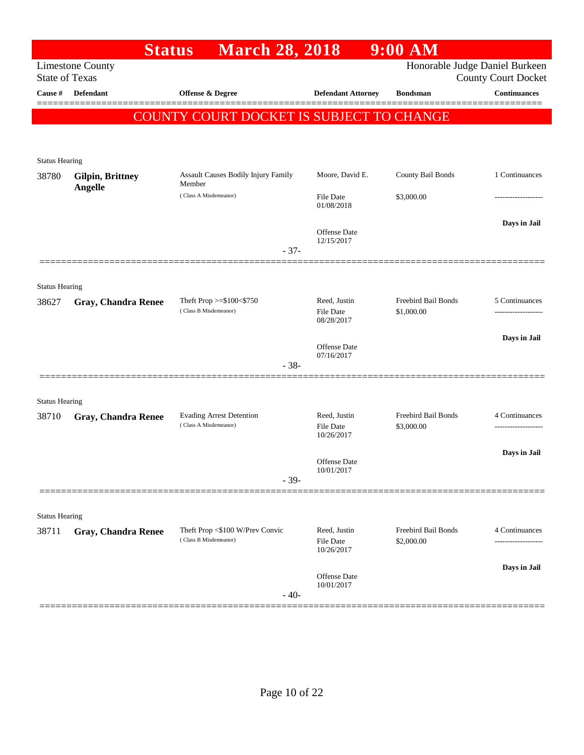# Status March 28, 2018 9:00 AM

Limestone County
State of Texas

Honorable Judge Daniel Burkeen
County Court Docket

| Cause # | Defendant | Offense & Degree | Defendant Attorney | Bondsman | Continuances |
|---|---|---|---|---|---|

**COUNTY COURT DOCKET IS SUBJECT TO CHANGE**

Status Hearing

| Cause # | Defendant | Offense & Degree | Defendant Attorney | Bondsman | Continuances |
|---|---|---|---|---|---|
| 38780 | **Gilpin, Brittney Angelle** | Assault Causes Bodily Injury Family Member (Class A Misdemeanor) | Moore, David E. | County Bail Bonds | 1 Continuances |
| | | | File Date 01/08/2018 | $3,000.00 | ------------------- |
| | | | Offense Date 12/15/2017 | | **Days in Jail** |

- 37-

Status Hearing

| Cause # | Defendant | Offense & Degree | Defendant Attorney | Bondsman | Continuances |
|---|---|---|---|---|---|
| 38627 | **Gray, Chandra Renee** | Theft Prop >=$100<$750 (Class B Misdemeanor) | Reed, Justin | Freebird Bail Bonds | 5 Continuances |
| | | | File Date 08/28/2017 | $1,000.00 | ------------------- |
| | | | Offense Date 07/16/2017 | | **Days in Jail** |

- 38-

Status Hearing

| Cause # | Defendant | Offense & Degree | Defendant Attorney | Bondsman | Continuances |
|---|---|---|---|---|---|
| 38710 | **Gray, Chandra Renee** | Evading Arrest Detention (Class A Misdemeanor) | Reed, Justin | Freebird Bail Bonds | 4 Continuances |
| | | | File Date 10/26/2017 | $3,000.00 | ------------------- |
| | | | Offense Date 10/01/2017 | | **Days in Jail** |

- 39-

Status Hearing

| Cause # | Defendant | Offense & Degree | Defendant Attorney | Bondsman | Continuances |
|---|---|---|---|---|---|
| 38711 | **Gray, Chandra Renee** | Theft Prop <$100 W/Prev Convic (Class B Misdemeanor) | Reed, Justin | Freebird Bail Bonds | 4 Continuances |
| | | | File Date 10/26/2017 | $2,000.00 | ------------------- |
| | | | Offense Date 10/01/2017 | | **Days in Jail** |

- 40-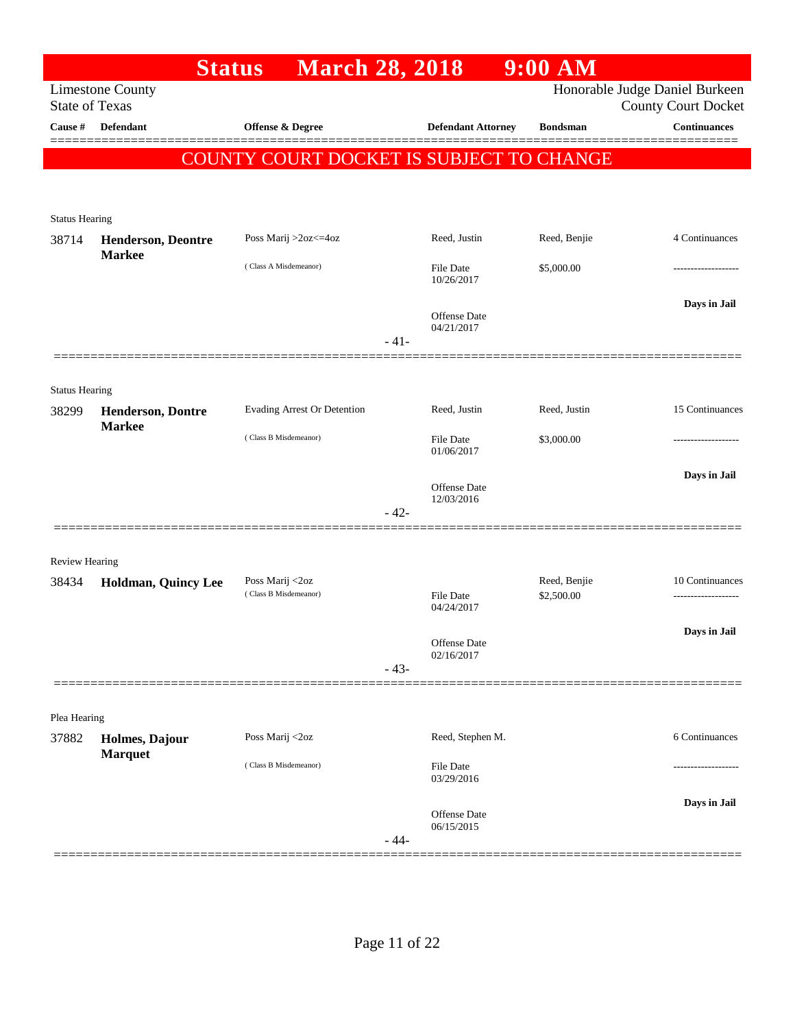# Status March 28, 2018 9:00 AM

Limestone County
State of Texas

Honorable Judge Daniel Burkeen
County Court Docket

| Cause # | Defendant | Offense & Degree | Defendant Attorney | Bondsman | Continuances |
|---|---|---|---|---|---|

**COUNTY COURT DOCKET IS SUBJECT TO CHANGE**

Status Hearing

| Cause # | Defendant | Offense & Degree | Defendant Attorney | Bondsman | Continuances |
|---|---|---|---|---|---|
| 38714 | **Henderson, Deontre Markee** | Poss Marij >2oz<=4oz (Class A Misdemeanor) | Reed, Justin<br>File Date 10/26/2017<br>Offense Date 04/21/2017 | Reed, Benjie<br>$5,000.00 | 4 Continuances<br>-------------------<br>**Days in Jail** |

- 41-

Status Hearing

| Cause # | Defendant | Offense & Degree | Defendant Attorney | Bondsman | Continuances |
|---|---|---|---|---|---|
| 38299 | **Henderson, Dontre Markee** | Evading Arrest Or Detention (Class B Misdemeanor) | Reed, Justin<br>File Date 01/06/2017<br>Offense Date 12/03/2016 | Reed, Justin<br>$3,000.00 | 15 Continuances<br>-------------------<br>**Days in Jail** |

- 42-

Review Hearing

| Cause # | Defendant | Offense & Degree | Defendant Attorney | Bondsman | Continuances |
|---|---|---|---|---|---|
| 38434 | **Holdman, Quincy Lee** | Poss Marij <2oz (Class B Misdemeanor) | File Date 04/24/2017<br>Offense Date 02/16/2017 | Reed, Benjie<br>$2,500.00 | 10 Continuances<br>-------------------<br>**Days in Jail** |

- 43-

Plea Hearing

| Cause # | Defendant | Offense & Degree | Defendant Attorney | Bondsman | Continuances |
|---|---|---|---|---|---|
| 37882 | **Holmes, Dajour Marquet** | Poss Marij <2oz (Class B Misdemeanor) | Reed, Stephen M.<br>File Date 03/29/2016<br>Offense Date 06/15/2015 | | 6 Continuances<br>-------------------<br>**Days in Jail** |

- 44-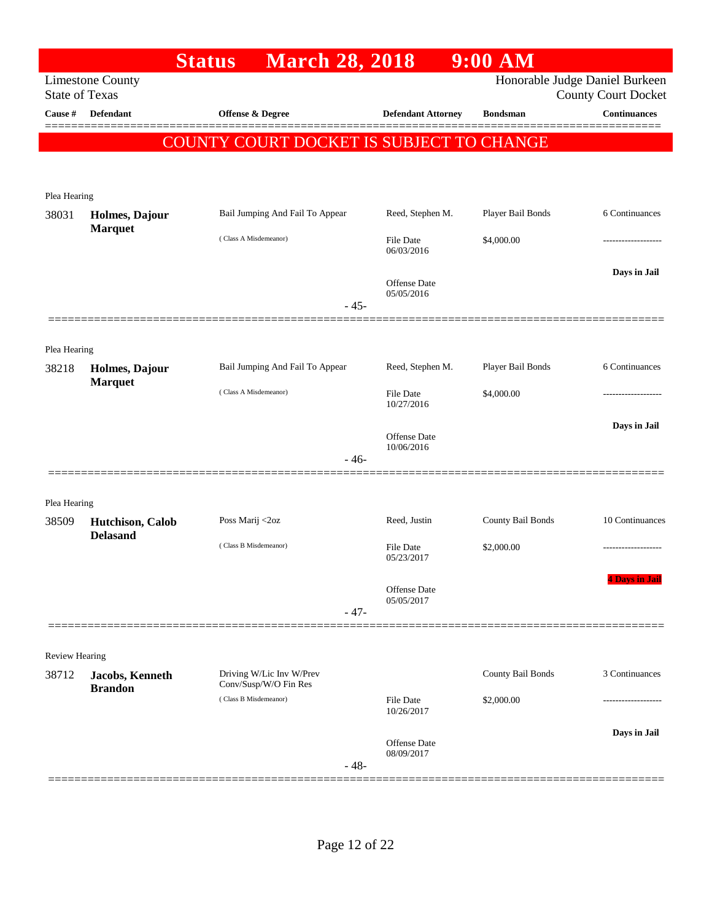# Status March 28, 2018 9:00 AM

Limestone County
State of Texas

Honorable Judge Daniel Burkeen
County Court Docket

| Cause # | Defendant | Offense & Degree | Defendant Attorney | Bondsman | Continuances |
|---|---|---|---|---|---|

**COUNTY COURT DOCKET IS SUBJECT TO CHANGE**

---

Plea Hearing

| 38031 | **Holmes, Dajour Marquet** | Bail Jumping And Fail To Appear | Reed, Stephen M. | Player Bail Bonds | 6 Continuances |
|---|---|---|---|---|---|
| | | (Class A Misdemeanor) | File Date 06/03/2016 | $4,000.00 | ------------------- |
| | | | Offense Date 05/05/2016 | | **Days in Jail** |

- 45-

---

Plea Hearing

| 38218 | **Holmes, Dajour Marquet** | Bail Jumping And Fail To Appear | Reed, Stephen M. | Player Bail Bonds | 6 Continuances |
|---|---|---|---|---|---|
| | | (Class A Misdemeanor) | File Date 10/27/2016 | $4,000.00 | ------------------- |
| | | | Offense Date 10/06/2016 | | **Days in Jail** |

- 46-

---

Plea Hearing

| 38509 | **Hutchison, Calob Delasand** | Poss Marij <2oz | Reed, Justin | County Bail Bonds | 10 Continuances |
|---|---|---|---|---|---|
| | | (Class B Misdemeanor) | File Date 05/23/2017 | $2,000.00 | ------------------- |
| | | | Offense Date 05/05/2017 | | **4 Days in Jail** |

- 47-

---

Review Hearing

| 38712 | **Jacobs, Kenneth Brandon** | Driving W/Lic Inv W/Prev Conv/Susp/W/O Fin Res | | County Bail Bonds | 3 Continuances |
|---|---|---|---|---|---|
| | | (Class B Misdemeanor) | File Date 10/26/2017 | $2,000.00 | ------------------- |
| | | | Offense Date 08/09/2017 | | **Days in Jail** |

- 48-

---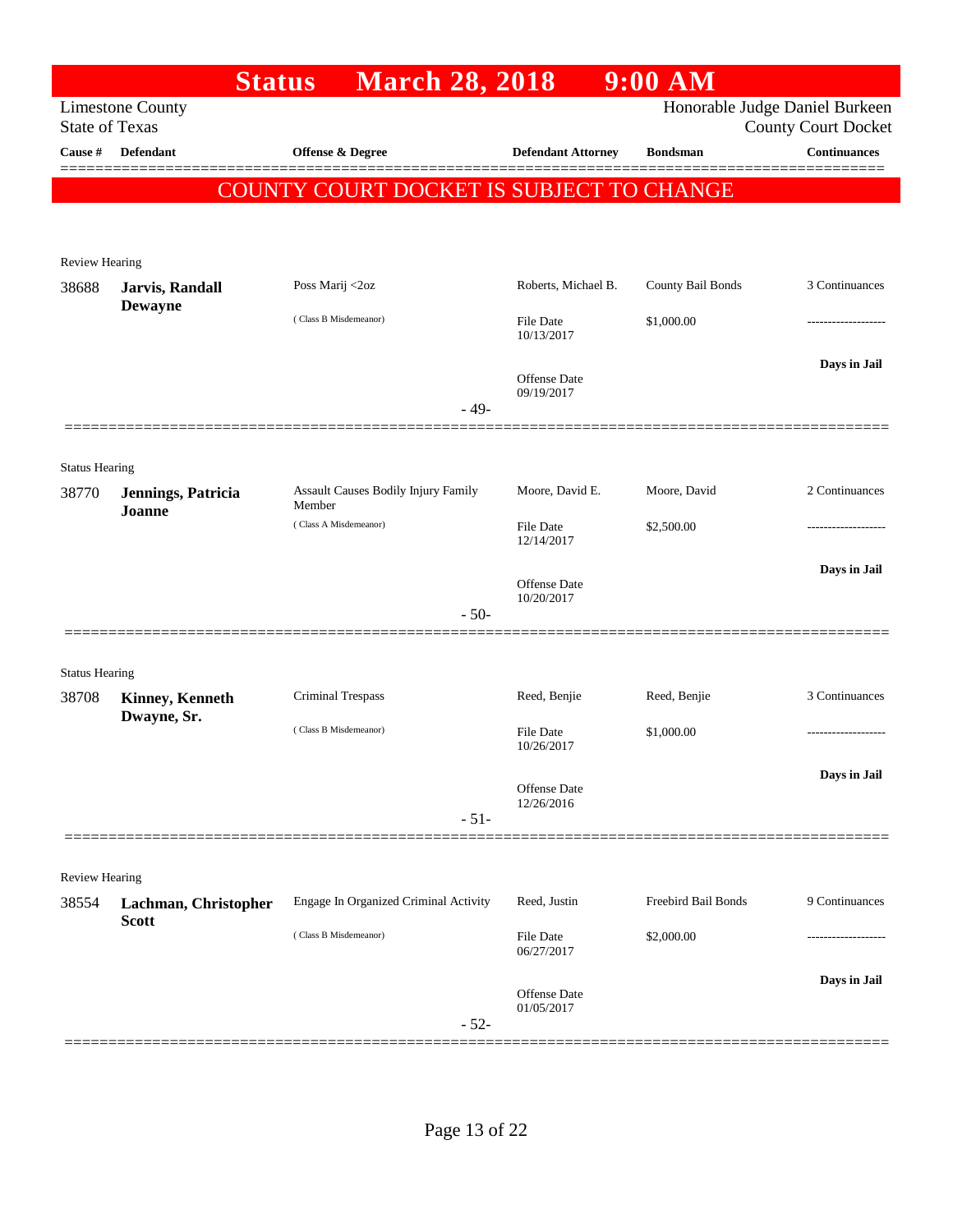# Status March 28, 2018 9:00 AM

Limestone County
State of Texas

Honorable Judge Daniel Burkeen
County Court Docket

| Cause # | Defendant | Offense & Degree | Defendant Attorney | Bondsman | Continuances |
|---|---|---|---|---|---|

## COUNTY COURT DOCKET IS SUBJECT TO CHANGE

Review Hearing

| Cause # | Defendant | Offense & Degree | Defendant Attorney | Bondsman | Continuances |
|---|---|---|---|---|---|
| 38688 | **Jarvis, Randall Dewayne** | Poss Marij <2oz | Roberts, Michael B. | County Bail Bonds | 3 Continuances |
| | | (Class B Misdemeanor) | File Date 10/13/2017 | $1,000.00 | ------------------- |
| | | | Offense Date 09/19/2017 | | **Days in Jail** |
| | | - 49- | | | |

Status Hearing

| Cause # | Defendant | Offense & Degree | Defendant Attorney | Bondsman | Continuances |
|---|---|---|---|---|---|
| 38770 | **Jennings, Patricia Joanne** | Assault Causes Bodily Injury Family Member | Moore, David E. | Moore, David | 2 Continuances |
| | | (Class A Misdemeanor) | File Date 12/14/2017 | $2,500.00 | ------------------- |
| | | | Offense Date 10/20/2017 | | **Days in Jail** |
| | | - 50- | | | |

Status Hearing

| Cause # | Defendant | Offense & Degree | Defendant Attorney | Bondsman | Continuances |
|---|---|---|---|---|---|
| 38708 | **Kinney, Kenneth Dwayne, Sr.** | Criminal Trespass | Reed, Benjie | Reed, Benjie | 3 Continuances |
| | | (Class B Misdemeanor) | File Date 10/26/2017 | $1,000.00 | ------------------- |
| | | | Offense Date 12/26/2016 | | **Days in Jail** |
| | | - 51- | | | |

Review Hearing

| Cause # | Defendant | Offense & Degree | Defendant Attorney | Bondsman | Continuances |
|---|---|---|---|---|---|
| 38554 | **Lachman, Christopher Scott** | Engage In Organized Criminal Activity | Reed, Justin | Freebird Bail Bonds | 9 Continuances |
| | | (Class B Misdemeanor) | File Date 06/27/2017 | $2,000.00 | ------------------- |
| | | | Offense Date 01/05/2017 | | **Days in Jail** |
| | | - 52- | | | |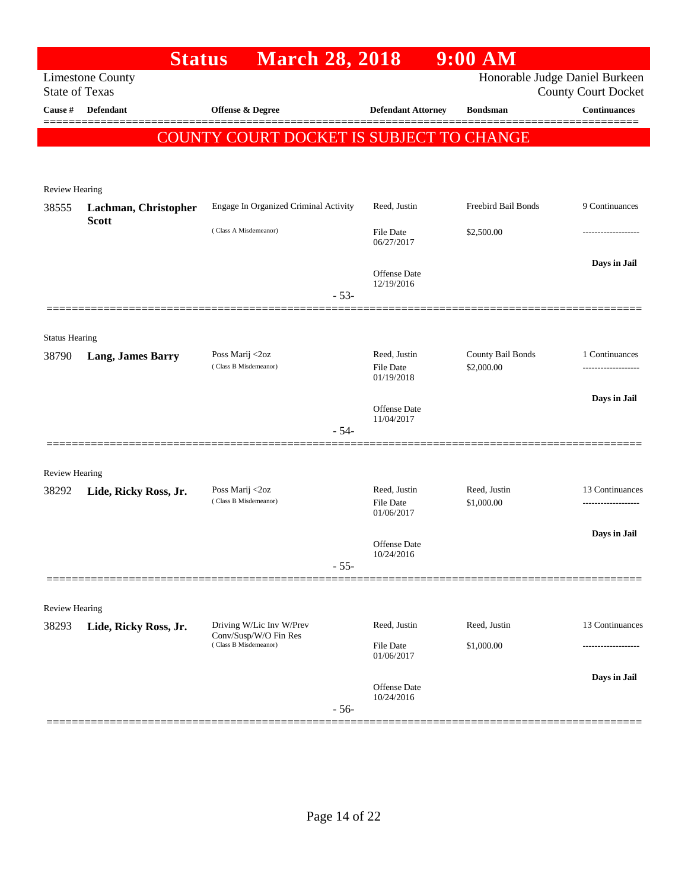# Status March 28, 2018 9:00 AM

Limestone County
State of Texas

Honorable Judge Daniel Burkeen
County Court Docket

| Cause # | Defendant | Offense & Degree | Defendant Attorney | Bondsman | Continuances |
|---|---|---|---|---|---|

**COUNTY COURT DOCKET IS SUBJECT TO CHANGE**

Review Hearing

| Cause # | Defendant | Offense & Degree | Defendant Attorney | Bondsman | Continuances |
|---|---|---|---|---|---|
| 38555 | **Lachman, Christopher Scott** | Engage In Organized Criminal Activity (Class A Misdemeanor) | Reed, Justin | Freebird Bail Bonds | 9 Continuances |
| | | | File Date 06/27/2017 | $2,500.00 | ------------------- |
| | | | Offense Date 12/19/2016 | | **Days in Jail** |

- 53-

Status Hearing

| Cause # | Defendant | Offense & Degree | Defendant Attorney | Bondsman | Continuances |
|---|---|---|---|---|---|
| 38790 | **Lang, James Barry** | Poss Marij <2oz (Class B Misdemeanor) | Reed, Justin | County Bail Bonds | 1 Continuances |
| | | | File Date 01/19/2018 | $2,000.00 | ------------------- |
| | | | Offense Date 11/04/2017 | | **Days in Jail** |

- 54-

Review Hearing

| Cause # | Defendant | Offense & Degree | Defendant Attorney | Bondsman | Continuances |
|---|---|---|---|---|---|
| 38292 | **Lide, Ricky Ross, Jr.** | Poss Marij <2oz (Class B Misdemeanor) | Reed, Justin | Reed, Justin | 13 Continuances |
| | | | File Date 01/06/2017 | $1,000.00 | ------------------- |
| | | | Offense Date 10/24/2016 | | **Days in Jail** |

- 55-

Review Hearing

| Cause # | Defendant | Offense & Degree | Defendant Attorney | Bondsman | Continuances |
|---|---|---|---|---|---|
| 38293 | **Lide, Ricky Ross, Jr.** | Driving W/Lic Inv W/Prev Conv/Susp/W/O Fin Res (Class B Misdemeanor) | Reed, Justin | Reed, Justin | 13 Continuances |
| | | | File Date 01/06/2017 | $1,000.00 | ------------------- |
| | | | Offense Date 10/24/2016 | | **Days in Jail** |

- 56-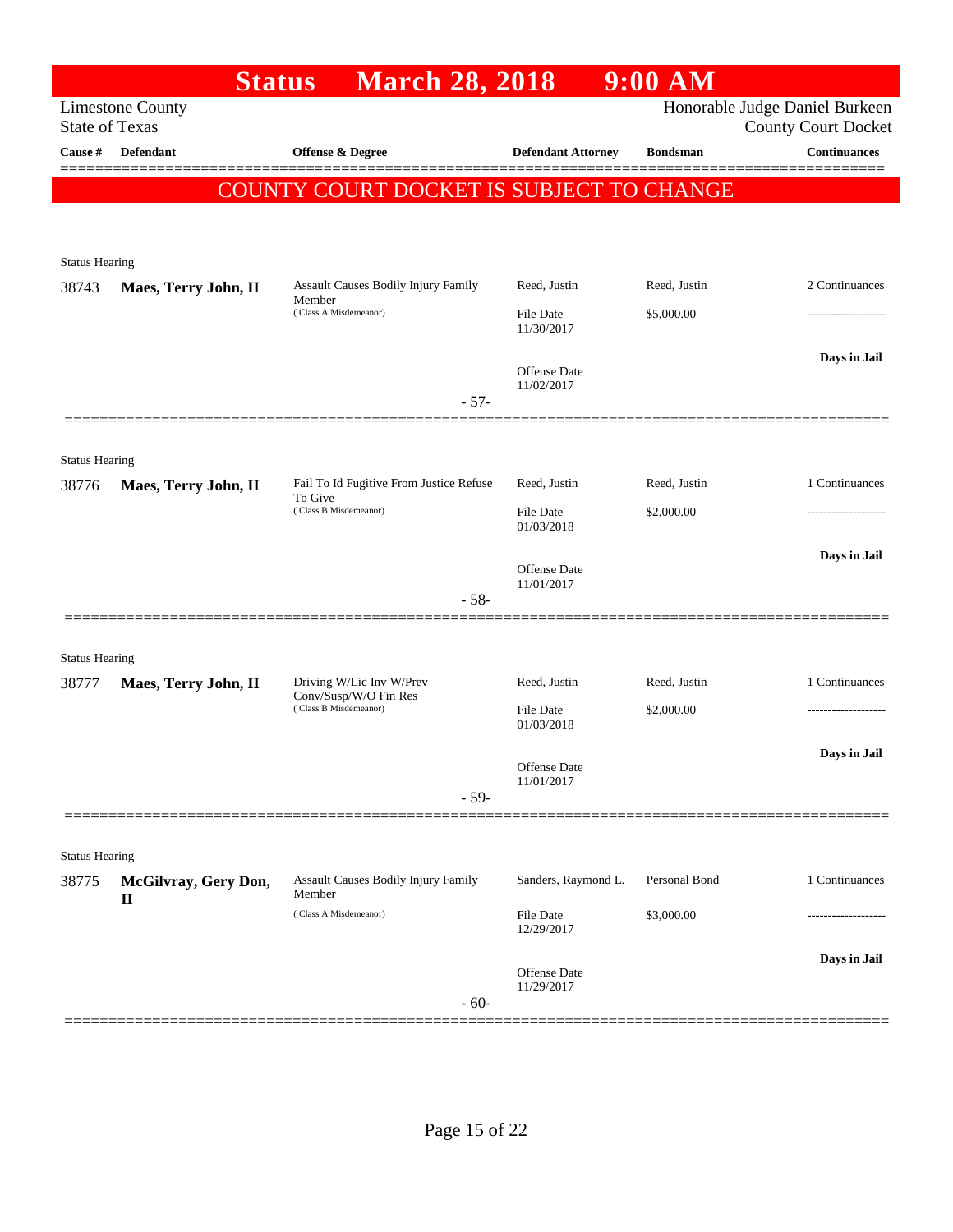# Status March 28, 2018 9:00 AM

Limestone County
State of Texas

Honorable Judge Daniel Burkeen
County Court Docket

| Cause # | Defendant | Offense & Degree | Defendant Attorney | Bondsman | Continuances |
|---|---|---|---|---|---|

**COUNTY COURT DOCKET IS SUBJECT TO CHANGE**

Status Hearing

| Cause # | Defendant | Offense & Degree | Defendant Attorney | Bondsman | Continuances |
|---|---|---|---|---|---|
| 38743 | **Maes, Terry John, II** | Assault Causes Bodily Injury Family Member (Class A Misdemeanor) | Reed, Justin | Reed, Justin | 2 Continuances |
| | | | File Date 11/30/2017 | $5,000.00 | ------------------- |
| | | | Offense Date 11/02/2017 | | **Days in Jail** |

- 57-

Status Hearing

| Cause # | Defendant | Offense & Degree | Defendant Attorney | Bondsman | Continuances |
|---|---|---|---|---|---|
| 38776 | **Maes, Terry John, II** | Fail To Id Fugitive From Justice Refuse To Give (Class B Misdemeanor) | Reed, Justin | Reed, Justin | 1 Continuances |
| | | | File Date 01/03/2018 | $2,000.00 | ------------------- |
| | | | Offense Date 11/01/2017 | | **Days in Jail** |

- 58-

Status Hearing

| Cause # | Defendant | Offense & Degree | Defendant Attorney | Bondsman | Continuances |
|---|---|---|---|---|---|
| 38777 | **Maes, Terry John, II** | Driving W/Lic Inv W/Prev Conv/Susp/W/O Fin Res (Class B Misdemeanor) | Reed, Justin | Reed, Justin | 1 Continuances |
| | | | File Date 01/03/2018 | $2,000.00 | ------------------- |
| | | | Offense Date 11/01/2017 | | **Days in Jail** |

- 59-

Status Hearing

| Cause # | Defendant | Offense & Degree | Defendant Attorney | Bondsman | Continuances |
|---|---|---|---|---|---|
| 38775 | **McGilvray, Gery Don, II** | Assault Causes Bodily Injury Family Member (Class A Misdemeanor) | Sanders, Raymond L. | Personal Bond | 1 Continuances |
| | | | File Date 12/29/2017 | $3,000.00 | ------------------- |
| | | | Offense Date 11/29/2017 | | **Days in Jail** |

- 60-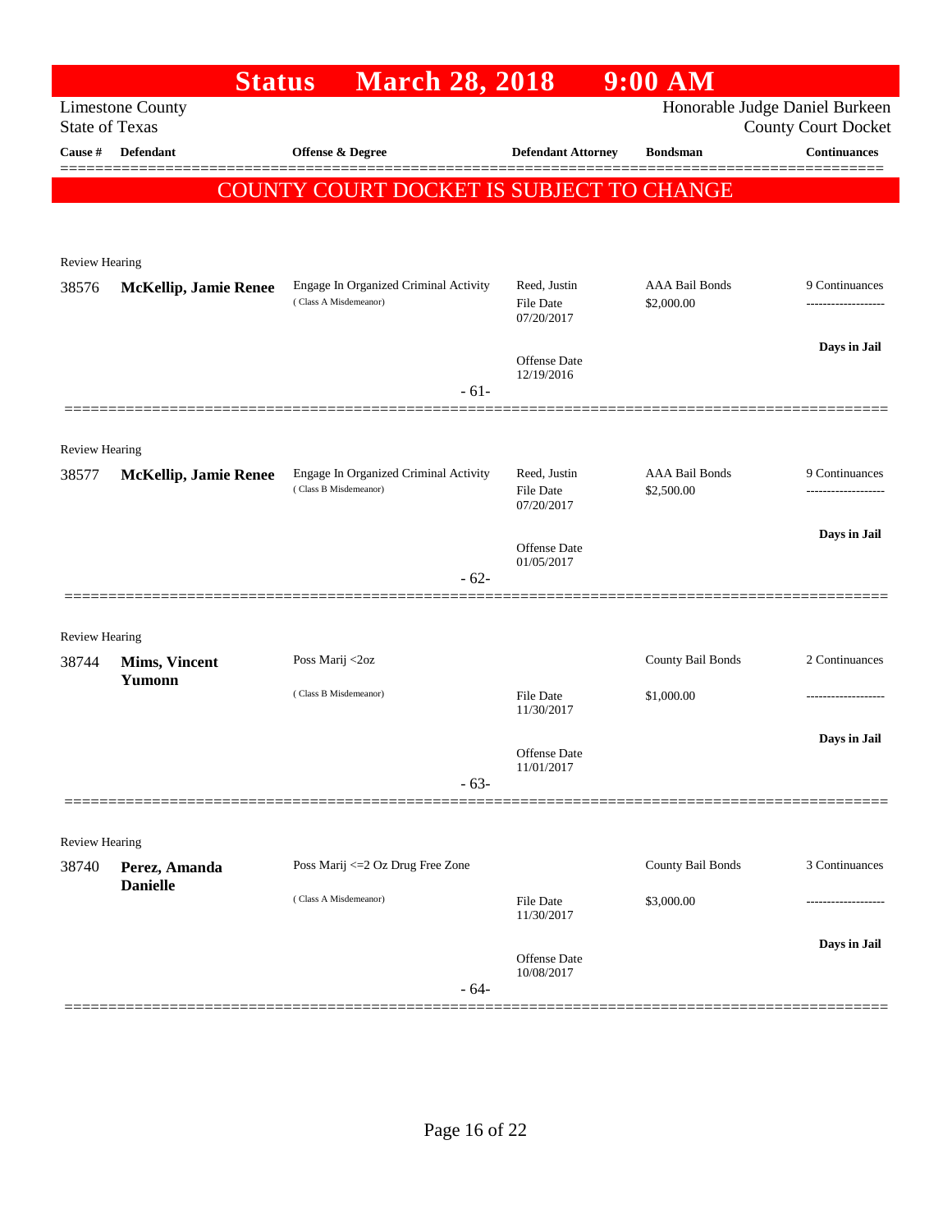# Status March 28, 2018 9:00 AM

Limestone County
State of Texas

Honorable Judge Daniel Burkeen
County Court Docket

**COUNTY COURT DOCKET IS SUBJECT TO CHANGE**

| Cause # | Defendant | Offense & Degree | Defendant Attorney | Bondsman | Continuances |
|---|---|---|---|---|---|
| Review Hearing | | | | | |
| 38576 | **McKellip, Jamie Renee** | Engage In Organized Criminal Activity (Class A Misdemeanor) | Reed, Justin<br>File Date 07/20/2017<br>Offense Date 12/19/2016 | AAA Bail Bonds<br>$2,000.00 | 9 Continuances<br>-------------------<br>**Days in Jail** |
| | | - 61- | | | |
| Review Hearing | | | | | |
| 38577 | **McKellip, Jamie Renee** | Engage In Organized Criminal Activity (Class B Misdemeanor) | Reed, Justin<br>File Date 07/20/2017<br>Offense Date 01/05/2017 | AAA Bail Bonds<br>$2,500.00 | 9 Continuances<br>-------------------<br>**Days in Jail** |
| | | - 62- | | | |
| Review Hearing | | | | | |
| 38744 | **Mims, Vincent Yumonn** | Poss Marij <2oz (Class B Misdemeanor) | File Date 11/30/2017<br>Offense Date 11/01/2017 | County Bail Bonds<br>$1,000.00 | 2 Continuances<br>-------------------<br>**Days in Jail** |
| | | - 63- | | | |
| Review Hearing | | | | | |
| 38740 | **Perez, Amanda Danielle** | Poss Marij <=2 Oz Drug Free Zone (Class A Misdemeanor) | File Date 11/30/2017<br>Offense Date 10/08/2017 | County Bail Bonds<br>$3,000.00 | 3 Continuances<br>-------------------<br>**Days in Jail** |
| | | - 64- | | | |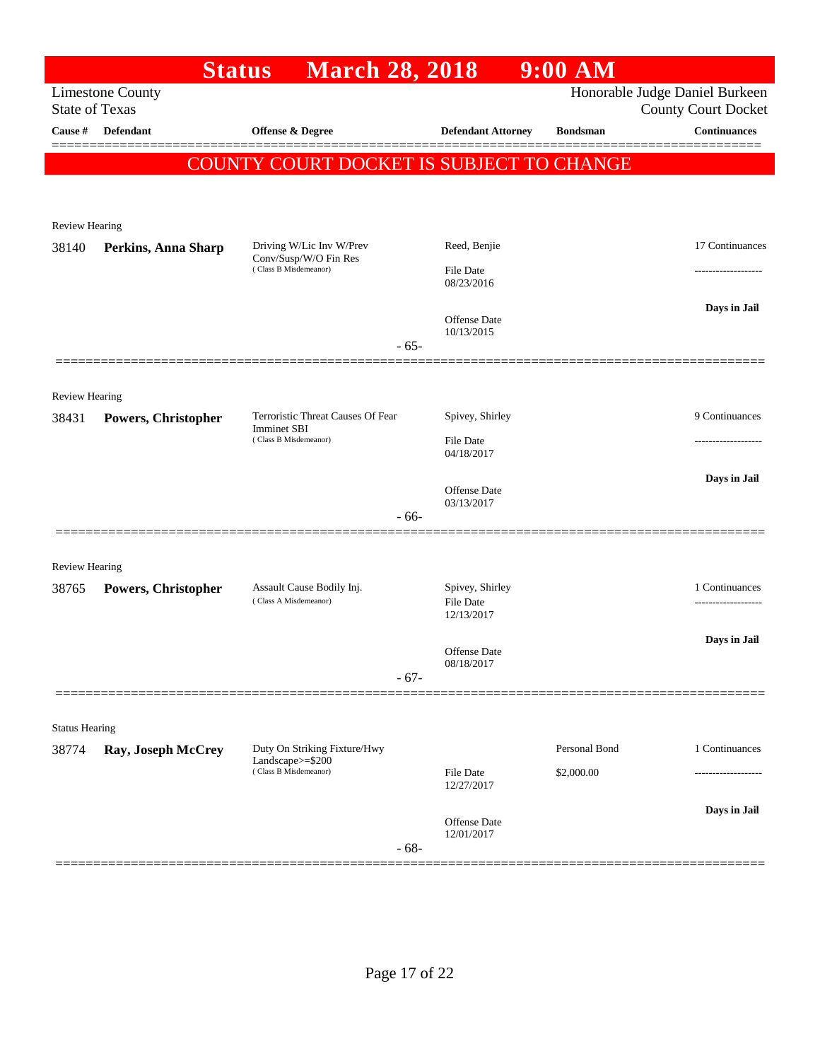# Status March 28, 2018 9:00 AM

Limestone County
State of Texas

Honorable Judge Daniel Burkeen
County Court Docket

| Cause # | Defendant | Offense & Degree | Defendant Attorney | Bondsman | Continuances |
|---|---|---|---|---|---|

**COUNTY COURT DOCKET IS SUBJECT TO CHANGE**

---

Review Hearing

| Cause # | Defendant | Offense & Degree | Defendant Attorney | Bondsman | Continuances |
|---|---|---|---|---|---|
| 38140 | **Perkins, Anna Sharp** | Driving W/Lic Inv W/Prev Conv/Susp/W/O Fin Res (Class B Misdemeanor) | Reed, Benjie | | 17 Continuances |
| | | | File Date 08/23/2016 | | ------------------- |
| | | | Offense Date 10/13/2015 | | **Days in Jail** |

- 65-

---

Review Hearing

| Cause # | Defendant | Offense & Degree | Defendant Attorney | Bondsman | Continuances |
|---|---|---|---|---|---|
| 38431 | **Powers, Christopher** | Terroristic Threat Causes Of Fear Imminet SBI (Class B Misdemeanor) | Spivey, Shirley | | 9 Continuances |
| | | | File Date 04/18/2017 | | ------------------- |
| | | | Offense Date 03/13/2017 | | **Days in Jail** |

- 66-

---

Review Hearing

| Cause # | Defendant | Offense & Degree | Defendant Attorney | Bondsman | Continuances |
|---|---|---|---|---|---|
| 38765 | **Powers, Christopher** | Assault Cause Bodily Inj. (Class A Misdemeanor) | Spivey, Shirley | | 1 Continuances |
| | | | File Date 12/13/2017 | | ------------------- |
| | | | Offense Date 08/18/2017 | | **Days in Jail** |

- 67-

---

Status Hearing

| Cause # | Defendant | Offense & Degree | Defendant Attorney | Bondsman | Continuances |
|---|---|---|---|---|---|
| 38774 | **Ray, Joseph McCrey** | Duty On Striking Fixture/Hwy Landscape>=$200 (Class B Misdemeanor) | | Personal Bond | 1 Continuances |
| | | | File Date 12/27/2017 | $2,000.00 | ------------------- |
| | | | Offense Date 12/01/2017 | | **Days in Jail** |

- 68-

---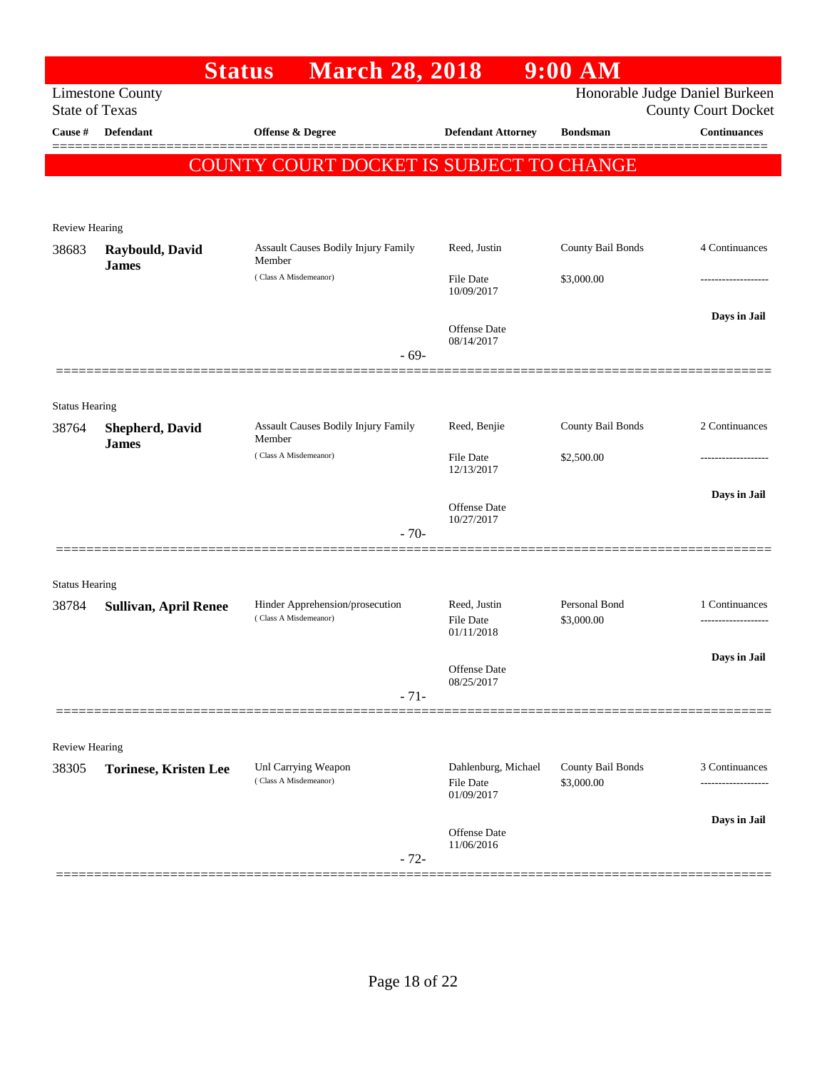# Status March 28, 2018 9:00 AM

Limestone County
State of Texas

Honorable Judge Daniel Burkeen
County Court Docket

| Cause # | Defendant | Offense & Degree | Defendant Attorney | Bondsman | Continuances |
|---|---|---|---|---|---|

## COUNTY COURT DOCKET IS SUBJECT TO CHANGE

Review Hearing

| Cause # | Defendant | Offense & Degree | Defendant Attorney | Bondsman | Continuances |
|---|---|---|---|---|---|
| 38683 | **Raybould, David James** | Assault Causes Bodily Injury Family Member (Class A Misdemeanor) | Reed, Justin | County Bail Bonds | 4 Continuances |
| | | | File Date 10/09/2017 | $3,000.00 | ------------------- |
| | | | Offense Date 08/14/2017 | | **Days in Jail** |

- 69-

Status Hearing

| Cause # | Defendant | Offense & Degree | Defendant Attorney | Bondsman | Continuances |
|---|---|---|---|---|---|
| 38764 | **Shepherd, David James** | Assault Causes Bodily Injury Family Member (Class A Misdemeanor) | Reed, Benjie | County Bail Bonds | 2 Continuances |
| | | | File Date 12/13/2017 | $2,500.00 | ------------------- |
| | | | Offense Date 10/27/2017 | | **Days in Jail** |

- 70-

Status Hearing

| Cause # | Defendant | Offense & Degree | Defendant Attorney | Bondsman | Continuances |
|---|---|---|---|---|---|
| 38784 | **Sullivan, April Renee** | Hinder Apprehension/prosecution (Class A Misdemeanor) | Reed, Justin | Personal Bond | 1 Continuances |
| | | | File Date 01/11/2018 | $3,000.00 | ------------------- |
| | | | Offense Date 08/25/2017 | | **Days in Jail** |

- 71-

Review Hearing

| Cause # | Defendant | Offense & Degree | Defendant Attorney | Bondsman | Continuances |
|---|---|---|---|---|---|
| 38305 | **Torinese, Kristen Lee** | Unl Carrying Weapon (Class A Misdemeanor) | Dahlenburg, Michael | County Bail Bonds | 3 Continuances |
| | | | File Date 01/09/2017 | $3,000.00 | ------------------- |
| | | | Offense Date 11/06/2016 | | **Days in Jail** |

- 72-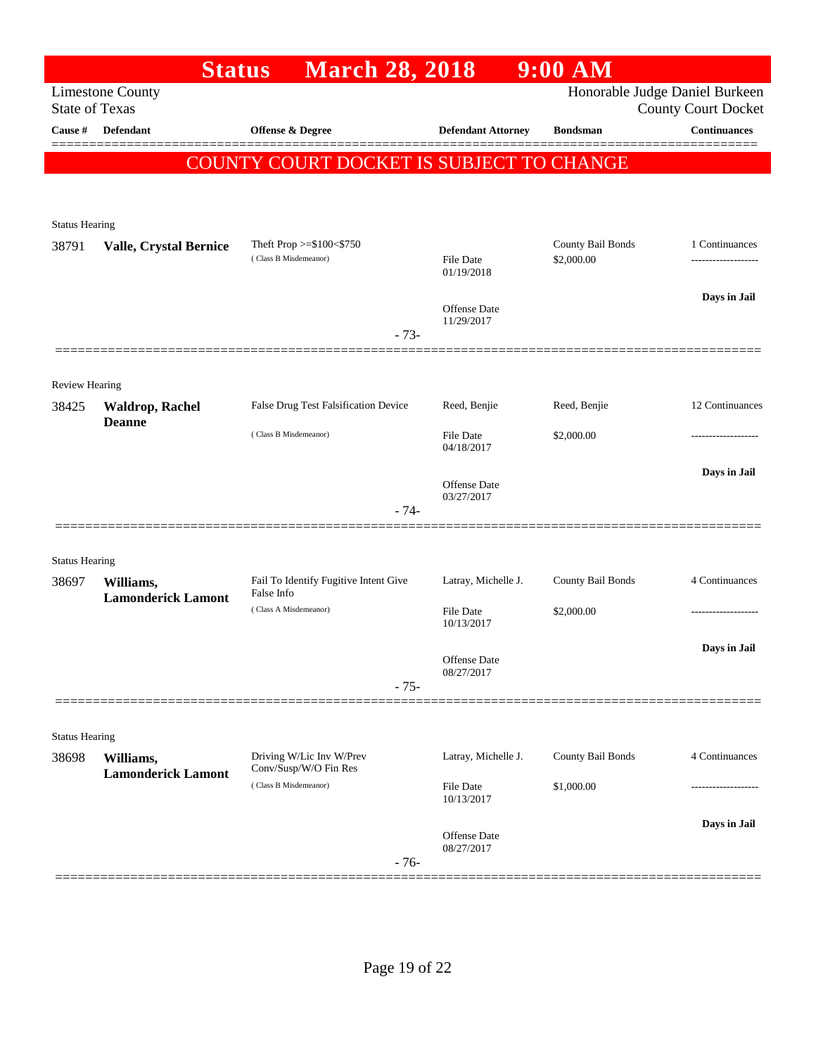# Status March 28, 2018 9:00 AM

Limestone County
State of Texas

Honorable Judge Daniel Burkeen
County Court Docket

| Cause # | Defendant | Offense & Degree | Defendant Attorney | Bondsman | Continuances |
|---|---|---|---|---|---|

**COUNTY COURT DOCKET IS SUBJECT TO CHANGE**

Status Hearing

| Cause # | Defendant | Offense & Degree | Defendant Attorney | Bondsman | Continuances |
|---|---|---|---|---|---|
| 38791 | **Valle, Crystal Bernice** | Theft Prop >=$100<$750 (Class B Misdemeanor) | File Date 01/19/2018<br>Offense Date 11/29/2017 | County Bail Bonds $2,000.00 | 1 Continuances<br>Days in Jail |

- 73-

Review Hearing

| Cause # | Defendant | Offense & Degree | Defendant Attorney | Bondsman | Continuances |
|---|---|---|---|---|---|
| 38425 | **Waldrop, Rachel Deanne** | False Drug Test Falsification Device (Class B Misdemeanor) | Reed, Benjie<br>File Date 04/18/2017<br>Offense Date 03/27/2017 | Reed, Benjie $2,000.00 | 12 Continuances<br>Days in Jail |

- 74-

Status Hearing

| Cause # | Defendant | Offense & Degree | Defendant Attorney | Bondsman | Continuances |
|---|---|---|---|---|---|
| 38697 | **Williams, Lamonderick Lamont** | Fail To Identify Fugitive Intent Give False Info (Class A Misdemeanor) | Latray, Michelle J.<br>File Date 10/13/2017<br>Offense Date 08/27/2017 | County Bail Bonds $2,000.00 | 4 Continuances<br>Days in Jail |

- 75-

Status Hearing

| Cause # | Defendant | Offense & Degree | Defendant Attorney | Bondsman | Continuances |
|---|---|---|---|---|---|
| 38698 | **Williams, Lamonderick Lamont** | Driving W/Lic Inv W/Prev Conv/Susp/W/O Fin Res (Class B Misdemeanor) | Latray, Michelle J.<br>File Date 10/13/2017<br>Offense Date 08/27/2017 | County Bail Bonds $1,000.00 | 4 Continuances<br>Days in Jail |

- 76-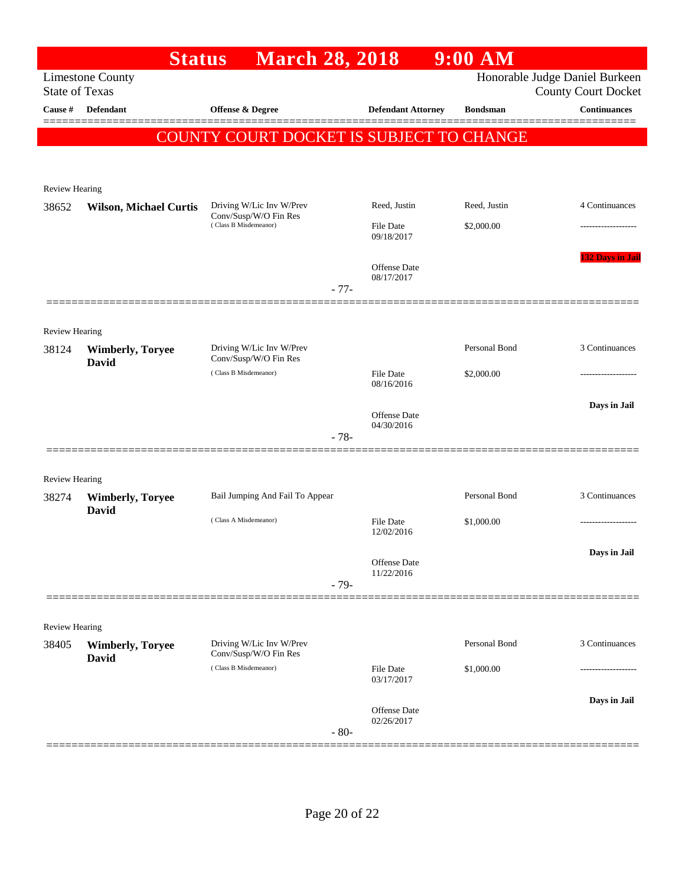# Status March 28, 2018 9:00 AM

Limestone County
State of Texas

Honorable Judge Daniel Burkeen
County Court Docket

**COUNTY COURT DOCKET IS SUBJECT TO CHANGE**

| Cause # | Defendant | Offense & Degree | Defendant Attorney | Bondsman | Continuances |
|---|---|---|---|---|---|
| Review Hearing | | | | | |
| 38652 | **Wilson, Michael Curtis** | Driving W/Lic Inv W/Prev Conv/Susp/W/O Fin Res (Class B Misdemeanor) | Reed, Justin | Reed, Justin | 4 Continuances |
| | | | File Date 09/18/2017 | $2,000.00 | ------------------- |
| | | | Offense Date 08/17/2017 | | 132 Days in Jail |
| | | - 77- | | | |
| Review Hearing | | | | | |
| 38124 | **Wimberly, Toryee David** | Driving W/Lic Inv W/Prev Conv/Susp/W/O Fin Res (Class B Misdemeanor) | | Personal Bond | 3 Continuances |
| | | | File Date 08/16/2016 | $2,000.00 | ------------------- |
| | | | Offense Date 04/30/2016 | | Days in Jail |
| | | - 78- | | | |
| Review Hearing | | | | | |
| 38274 | **Wimberly, Toryee David** | Bail Jumping And Fail To Appear (Class A Misdemeanor) | | Personal Bond | 3 Continuances |
| | | | File Date 12/02/2016 | $1,000.00 | ------------------- |
| | | | Offense Date 11/22/2016 | | Days in Jail |
| | | - 79- | | | |
| Review Hearing | | | | | |
| 38405 | **Wimberly, Toryee David** | Driving W/Lic Inv W/Prev Conv/Susp/W/O Fin Res (Class B Misdemeanor) | | Personal Bond | 3 Continuances |
| | | | File Date 03/17/2017 | $1,000.00 | ------------------- |
| | | | Offense Date 02/26/2017 | | Days in Jail |
| | | - 80- | | | |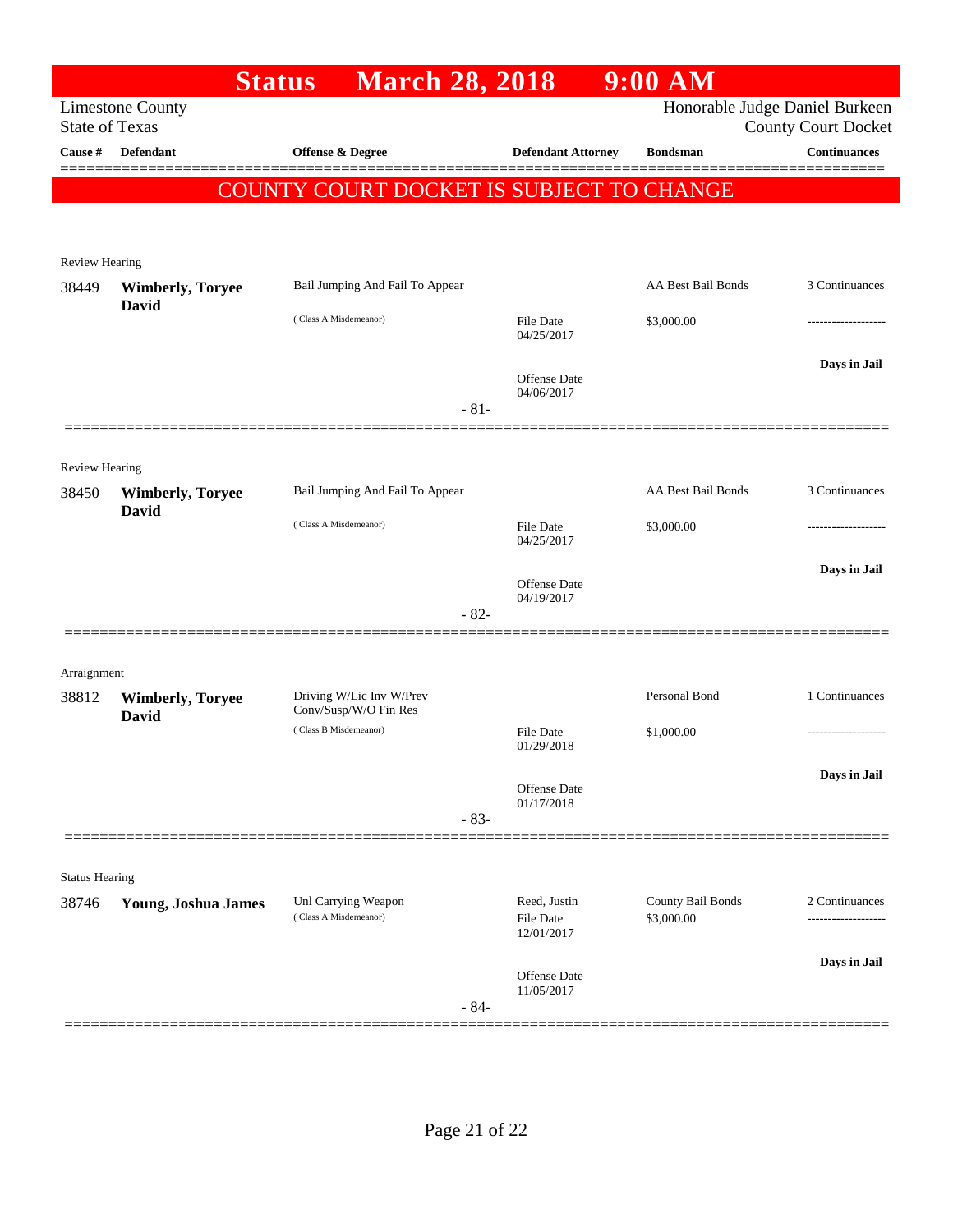# Status March 28, 2018 9:00 AM

Limestone County
State of Texas

Honorable Judge Daniel Burkeen
County Court Docket

| Cause # | Defendant | Offense & Degree | Defendant Attorney | Bondsman | Continuances |
|---|---|---|---|---|---|

**COUNTY COURT DOCKET IS SUBJECT TO CHANGE**

Review Hearing

| Cause # | Defendant | Offense & Degree | Defendant Attorney | Bondsman | Continuances |
|---|---|---|---|---|---|
| 38449 | **Wimberly, Toryee David** | Bail Jumping And Fail To Appear (Class A Misdemeanor) | File Date 04/25/2017<br>Offense Date 04/06/2017 | AA Best Bail Bonds<br>$3,000.00 | 3 Continuances<br>------------------<br>**Days in Jail** |

- 81-

Review Hearing

| Cause # | Defendant | Offense & Degree | Defendant Attorney | Bondsman | Continuances |
|---|---|---|---|---|---|
| 38450 | **Wimberly, Toryee David** | Bail Jumping And Fail To Appear (Class A Misdemeanor) | File Date 04/25/2017<br>Offense Date 04/19/2017 | AA Best Bail Bonds<br>$3,000.00 | 3 Continuances<br>------------------<br>**Days in Jail** |

- 82-

Arraignment

| Cause # | Defendant | Offense & Degree | Defendant Attorney | Bondsman | Continuances |
|---|---|---|---|---|---|
| 38812 | **Wimberly, Toryee David** | Driving W/Lic Inv W/Prev Conv/Susp/W/O Fin Res (Class B Misdemeanor) | File Date 01/29/2018<br>Offense Date 01/17/2018 | Personal Bond<br>$1,000.00 | 1 Continuances<br>------------------<br>**Days in Jail** |

- 83-

Status Hearing

| Cause # | Defendant | Offense & Degree | Defendant Attorney | Bondsman | Continuances |
|---|---|---|---|---|---|
| 38746 | **Young, Joshua James** | Unl Carrying Weapon (Class A Misdemeanor) | Reed, Justin<br>File Date 12/01/2017<br>Offense Date 11/05/2017 | County Bail Bonds<br>$3,000.00 | 2 Continuances<br>------------------<br>**Days in Jail** |

- 84-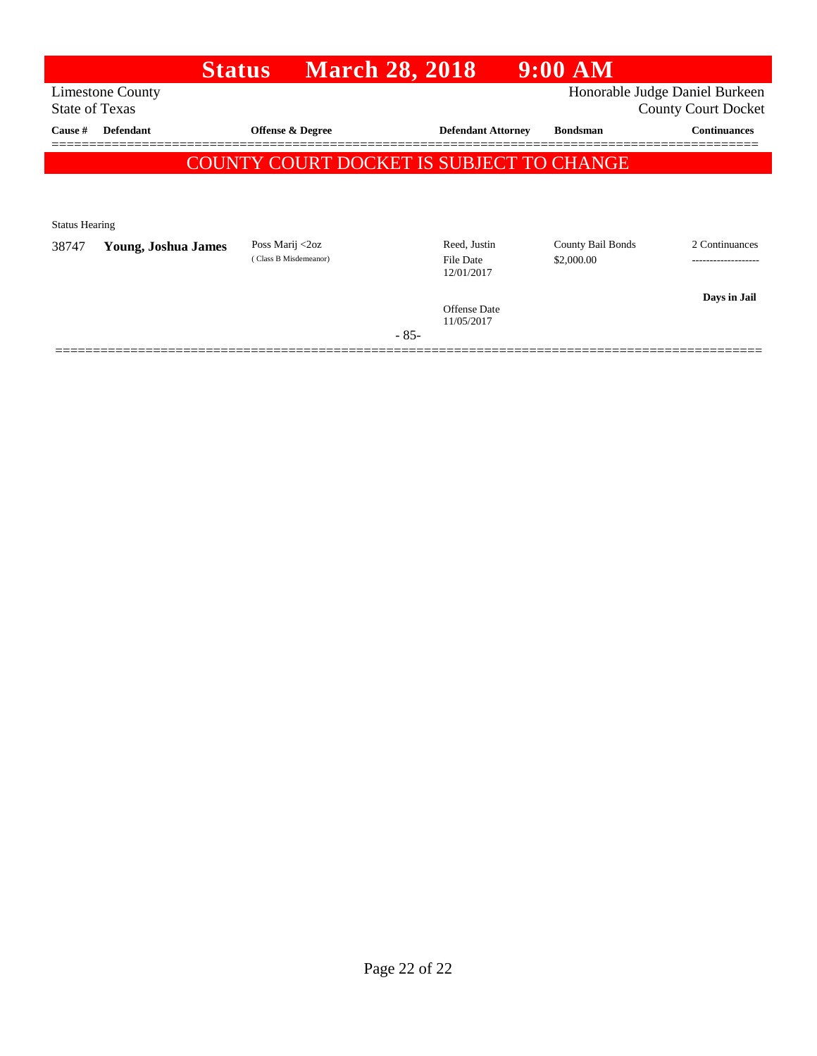# Status March 28, 2018 9:00 AM

Limestone County
State of Texas

Honorable Judge Daniel Burkeen
County Court Docket

## COUNTY COURT DOCKET IS SUBJECT TO CHANGE

Status Hearing

| Cause # | Defendant | Offense & Degree | Defendant Attorney | Bondsman | Continuances |
|---|---|---|---|---|---|
| 38747 | **Young, Joshua James** | Poss Marij <2oz ( Class B Misdemeanor) | Reed, Justin<br>File Date 12/01/2017<br>Offense Date 11/05/2017 | County Bail Bonds<br>$2,000.00 | 2 Continuances<br>-------------------<br>**Days in Jail** |

- 85-